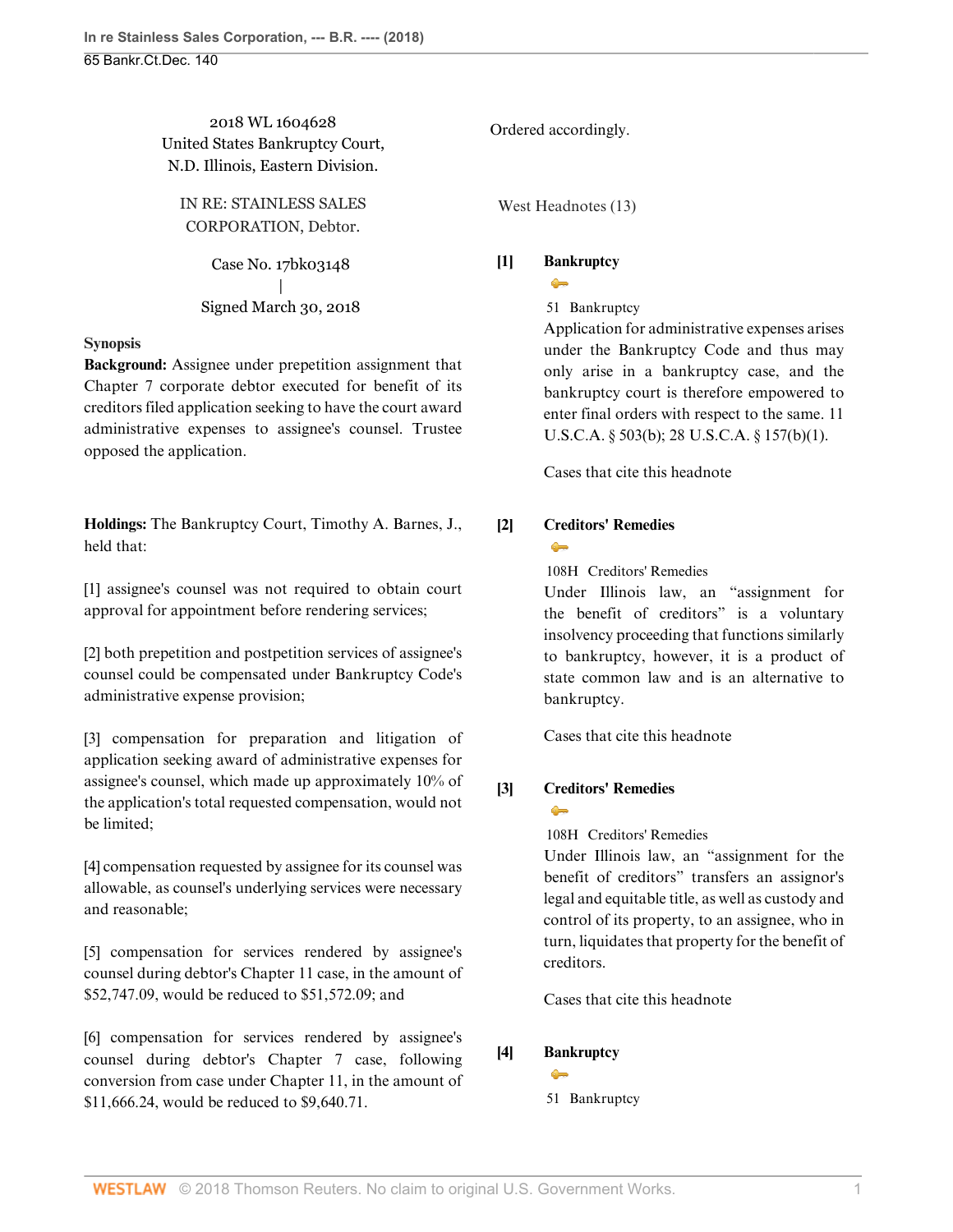2018 WL 1604628
United States Bankruptcy Court,
N.D. Illinois, Eastern Division.

IN RE: STAINLESS SALES CORPORATION, Debtor.

Case No. 17bk03148
|
Signed March 30, 2018

**Synopsis**

**Background:** Assignee under prepetition assignment that Chapter 7 corporate debtor executed for benefit of its creditors filed application seeking to have the court award administrative expenses to assignee's counsel. Trustee opposed the application.

**Holdings:** The Bankruptcy Court, Timothy A. Barnes, J., held that:

[1] assignee's counsel was not required to obtain court approval for appointment before rendering services;

[2] both prepetition and postpetition services of assignee's counsel could be compensated under Bankruptcy Code's administrative expense provision;

[3] compensation for preparation and litigation of application seeking award of administrative expenses for assignee's counsel, which made up approximately 10% of the application's total requested compensation, would not be limited;

[4] compensation requested by assignee for its counsel was allowable, as counsel's underlying services were necessary and reasonable;

[5] compensation for services rendered by assignee's counsel during debtor's Chapter 11 case, in the amount of $52,747.09, would be reduced to $51,572.09; and

[6] compensation for services rendered by assignee's counsel during debtor's Chapter 7 case, following conversion from case under Chapter 11, in the amount of $11,666.24, would be reduced to $9,640.71.

Ordered accordingly.

West Headnotes (13)

**[1] Bankruptcy**

51 Bankruptcy

Application for administrative expenses arises under the Bankruptcy Code and thus may only arise in a bankruptcy case, and the bankruptcy court is therefore empowered to enter final orders with respect to the same. 11 U.S.C.A. § 503(b); 28 U.S.C.A. § 157(b)(1).

Cases that cite this headnote

**[2] Creditors' Remedies**

108H Creditors' Remedies

Under Illinois law, an "assignment for the benefit of creditors" is a voluntary insolvency proceeding that functions similarly to bankruptcy, however, it is a product of state common law and is an alternative to bankruptcy.

Cases that cite this headnote

**[3] Creditors' Remedies**

108H Creditors' Remedies

Under Illinois law, an "assignment for the benefit of creditors" transfers an assignor's legal and equitable title, as well as custody and control of its property, to an assignee, who in turn, liquidates that property for the benefit of creditors.

Cases that cite this headnote

**[4] Bankruptcy**

51 Bankruptcy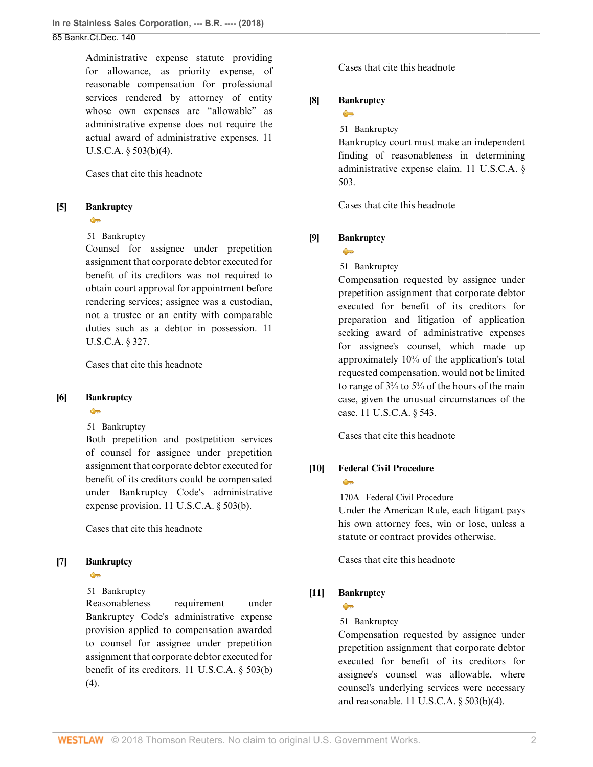Administrative expense statute providing for allowance, as priority expense, of reasonable compensation for professional services rendered by attorney of entity whose own expenses are "allowable" as administrative expense does not require the actual award of administrative expenses. 11 U.S.C.A. § 503(b)(4).

Cases that cite this headnote

**[5] Bankruptcy**

51 Bankruptcy

Counsel for assignee under prepetition assignment that corporate debtor executed for benefit of its creditors was not required to obtain court approval for appointment before rendering services; assignee was a custodian, not a trustee or an entity with comparable duties such as a debtor in possession. 11 U.S.C.A. § 327.

Cases that cite this headnote

**[6] Bankruptcy**

51 Bankruptcy

Both prepetition and postpetition services of counsel for assignee under prepetition assignment that corporate debtor executed for benefit of its creditors could be compensated under Bankruptcy Code's administrative expense provision. 11 U.S.C.A. § 503(b).

Cases that cite this headnote

**[7] Bankruptcy**

51 Bankruptcy

Reasonableness requirement under Bankruptcy Code's administrative expense provision applied to compensation awarded to counsel for assignee under prepetition assignment that corporate debtor executed for benefit of its creditors. 11 U.S.C.A. § 503(b)(4).

Cases that cite this headnote

**[8] Bankruptcy**

51 Bankruptcy

Bankruptcy court must make an independent finding of reasonableness in determining administrative expense claim. 11 U.S.C.A. § 503.

Cases that cite this headnote

**[9] Bankruptcy**

51 Bankruptcy

Compensation requested by assignee under prepetition assignment that corporate debtor executed for benefit of its creditors for preparation and litigation of application seeking award of administrative expenses for assignee's counsel, which made up approximately 10% of the application's total requested compensation, would not be limited to range of 3% to 5% of the hours of the main case, given the unusual circumstances of the case. 11 U.S.C.A. § 543.

Cases that cite this headnote

**[10] Federal Civil Procedure**

170A Federal Civil Procedure

Under the American Rule, each litigant pays his own attorney fees, win or lose, unless a statute or contract provides otherwise.

Cases that cite this headnote

**[11] Bankruptcy**

51 Bankruptcy

Compensation requested by assignee under prepetition assignment that corporate debtor executed for benefit of its creditors for assignee's counsel was allowable, where counsel's underlying services were necessary and reasonable. 11 U.S.C.A. § 503(b)(4).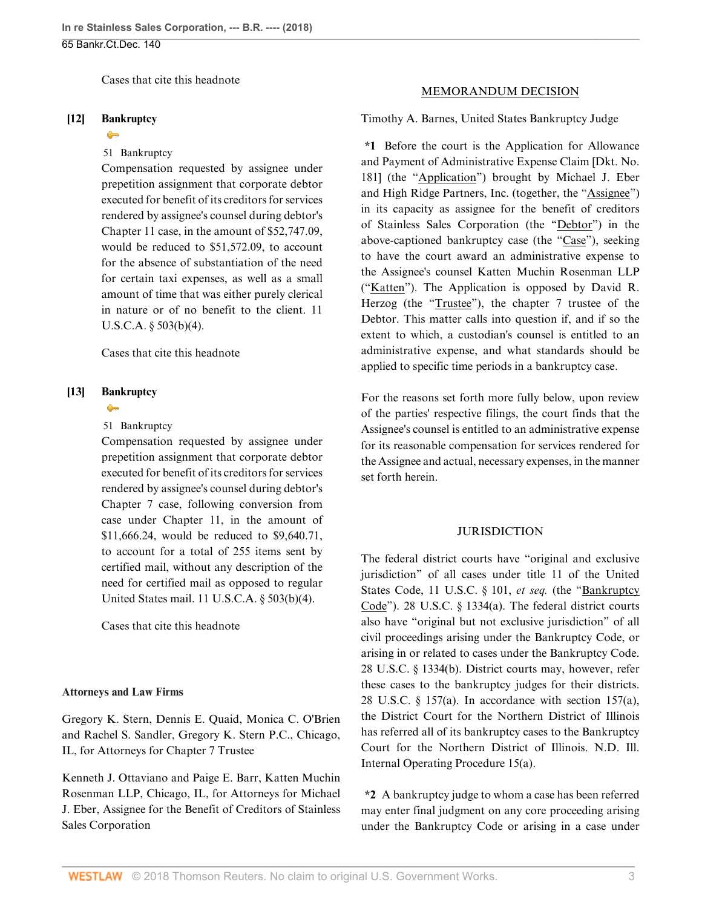Cases that cite this headnote

**[12] Bankruptcy**

51 Bankruptcy

Compensation requested by assignee under prepetition assignment that corporate debtor executed for benefit of its creditors for services rendered by assignee's counsel during debtor's Chapter 11 case, in the amount of $52,747.09, would be reduced to $51,572.09, to account for the absence of substantiation of the need for certain taxi expenses, as well as a small amount of time that was either purely clerical in nature or of no benefit to the client. 11 U.S.C.A. § 503(b)(4).

Cases that cite this headnote

**[13] Bankruptcy**

51 Bankruptcy

Compensation requested by assignee under prepetition assignment that corporate debtor executed for benefit of its creditors for services rendered by assignee's counsel during debtor's Chapter 7 case, following conversion from case under Chapter 11, in the amount of $11,666.24, would be reduced to $9,640.71, to account for a total of 255 items sent by certified mail, without any description of the need for certified mail as opposed to regular United States mail. 11 U.S.C.A. § 503(b)(4).

Cases that cite this headnote

**Attorneys and Law Firms**

Gregory K. Stern, Dennis E. Quaid, Monica C. O'Brien and Rachel S. Sandler, Gregory K. Stern P.C., Chicago, IL, for Attorneys for Chapter 7 Trustee

Kenneth J. Ottaviano and Paige E. Barr, Katten Muchin Rosenman LLP, Chicago, IL, for Attorneys for Michael J. Eber, Assignee for the Benefit of Creditors of Stainless Sales Corporation

## MEMORANDUM DECISION

Timothy A. Barnes, United States Bankruptcy Judge

**\*1** Before the court is the Application for Allowance and Payment of Administrative Expense Claim [Dkt. No. 181] (the "Application") brought by Michael J. Eber and High Ridge Partners, Inc. (together, the "Assignee") in its capacity as assignee for the benefit of creditors of Stainless Sales Corporation (the "Debtor") in the above-captioned bankruptcy case (the "Case"), seeking to have the court award an administrative expense to the Assignee's counsel Katten Muchin Rosenman LLP ("Katten"). The Application is opposed by David R. Herzog (the "Trustee"), the chapter 7 trustee of the Debtor. This matter calls into question if, and if so the extent to which, a custodian's counsel is entitled to an administrative expense, and what standards should be applied to specific time periods in a bankruptcy case.

For the reasons set forth more fully below, upon review of the parties' respective filings, the court finds that the Assignee's counsel is entitled to an administrative expense for its reasonable compensation for services rendered for the Assignee and actual, necessary expenses, in the manner set forth herein.

## JURISDICTION

The federal district courts have "original and exclusive jurisdiction" of all cases under title 11 of the United States Code, 11 U.S.C. § 101, *et seq.* (the "Bankruptcy Code"). 28 U.S.C. § 1334(a). The federal district courts also have "original but not exclusive jurisdiction" of all civil proceedings arising under the Bankruptcy Code, or arising in or related to cases under the Bankruptcy Code. 28 U.S.C. § 1334(b). District courts may, however, refer these cases to the bankruptcy judges for their districts. 28 U.S.C. § 157(a). In accordance with section 157(a), the District Court for the Northern District of Illinois has referred all of its bankruptcy cases to the Bankruptcy Court for the Northern District of Illinois. N.D. Ill. Internal Operating Procedure 15(a).

**\*2** A bankruptcy judge to whom a case has been referred may enter final judgment on any core proceeding arising under the Bankruptcy Code or arising in a case under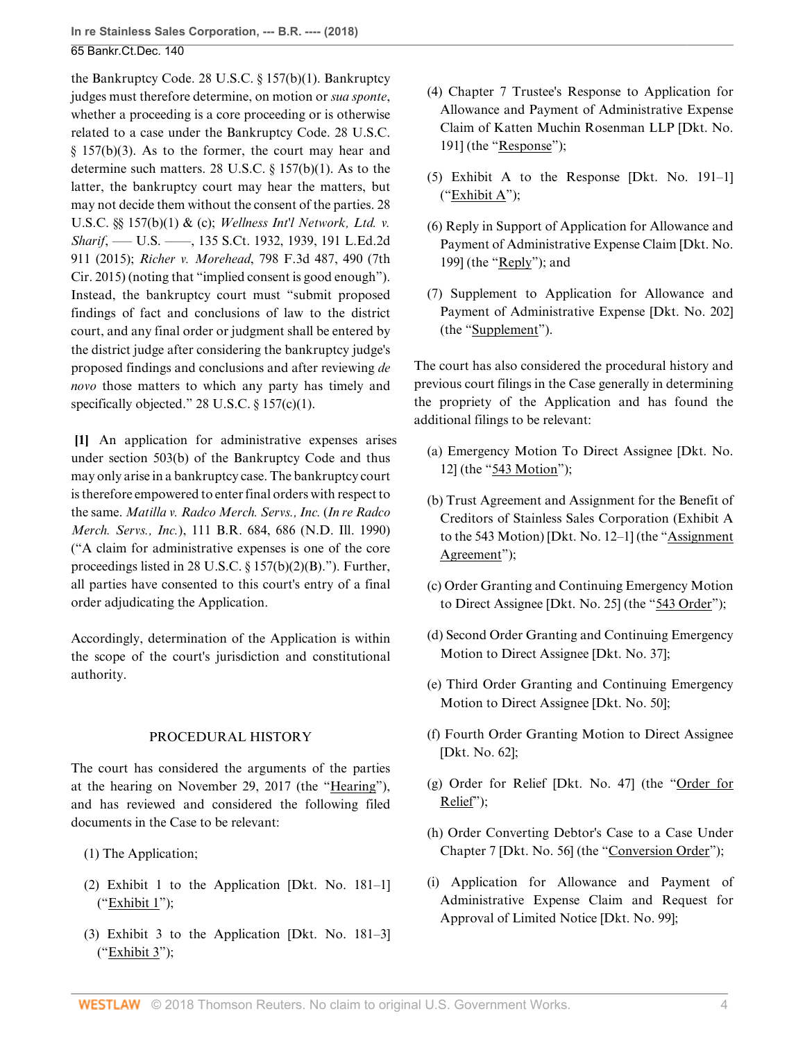the Bankruptcy Code. 28 U.S.C. § 157(b)(1). Bankruptcy judges must therefore determine, on motion or *sua sponte*, whether a proceeding is a core proceeding or is otherwise related to a case under the Bankruptcy Code. 28 U.S.C. § 157(b)(3). As to the former, the court may hear and determine such matters. 28 U.S.C. § 157(b)(1). As to the latter, the bankruptcy court may hear the matters, but may not decide them without the consent of the parties. 28 U.S.C. §§ 157(b)(1) & (c); *Wellness Int'l Network, Ltd. v. Sharif*, ––– U.S. ––––, 135 S.Ct. 1932, 1939, 191 L.Ed.2d 911 (2015); *Richer v. Morehead*, 798 F.3d 487, 490 (7th Cir. 2015) (noting that "implied consent is good enough"). Instead, the bankruptcy court must "submit proposed findings of fact and conclusions of law to the district court, and any final order or judgment shall be entered by the district judge after considering the bankruptcy judge's proposed findings and conclusions and after reviewing *de novo* those matters to which any party has timely and specifically objected." 28 U.S.C. § 157(c)(1).

**[1]** An application for administrative expenses arises under section 503(b) of the Bankruptcy Code and thus may only arise in a bankruptcy case. The bankruptcy court is therefore empowered to enter final orders with respect to the same. *Matilla v. Radco Merch. Servs., Inc.* (*In re Radco Merch. Servs., Inc.*), 111 B.R. 684, 686 (N.D. Ill. 1990) ("A claim for administrative expenses is one of the core proceedings listed in 28 U.S.C. § 157(b)(2)(B)."). Further, all parties have consented to this court's entry of a final order adjudicating the Application.

Accordingly, determination of the Application is within the scope of the court's jurisdiction and constitutional authority.

## PROCEDURAL HISTORY

The court has considered the arguments of the parties at the hearing on November 29, 2017 (the "Hearing"), and has reviewed and considered the following filed documents in the Case to be relevant:

(1) The Application;

(2) Exhibit 1 to the Application [Dkt. No. 181–1] ("Exhibit 1");

(3) Exhibit 3 to the Application [Dkt. No. 181–3] ("Exhibit 3");

(4) Chapter 7 Trustee's Response to Application for Allowance and Payment of Administrative Expense Claim of Katten Muchin Rosenman LLP [Dkt. No. 191] (the "Response");

(5) Exhibit A to the Response [Dkt. No. 191–1] ("Exhibit A");

(6) Reply in Support of Application for Allowance and Payment of Administrative Expense Claim [Dkt. No. 199] (the "Reply"); and

(7) Supplement to Application for Allowance and Payment of Administrative Expense [Dkt. No. 202] (the "Supplement").

The court has also considered the procedural history and previous court filings in the Case generally in determining the propriety of the Application and has found the additional filings to be relevant:

(a) Emergency Motion To Direct Assignee [Dkt. No. 12] (the "543 Motion");

(b) Trust Agreement and Assignment for the Benefit of Creditors of Stainless Sales Corporation (Exhibit A to the 543 Motion) [Dkt. No. 12–1] (the "Assignment Agreement");

(c) Order Granting and Continuing Emergency Motion to Direct Assignee [Dkt. No. 25] (the "543 Order");

(d) Second Order Granting and Continuing Emergency Motion to Direct Assignee [Dkt. No. 37];

(e) Third Order Granting and Continuing Emergency Motion to Direct Assignee [Dkt. No. 50];

(f) Fourth Order Granting Motion to Direct Assignee [Dkt. No. 62];

(g) Order for Relief [Dkt. No. 47] (the "Order for Relief");

(h) Order Converting Debtor's Case to a Case Under Chapter 7 [Dkt. No. 56] (the "Conversion Order");

(i) Application for Allowance and Payment of Administrative Expense Claim and Request for Approval of Limited Notice [Dkt. No. 99];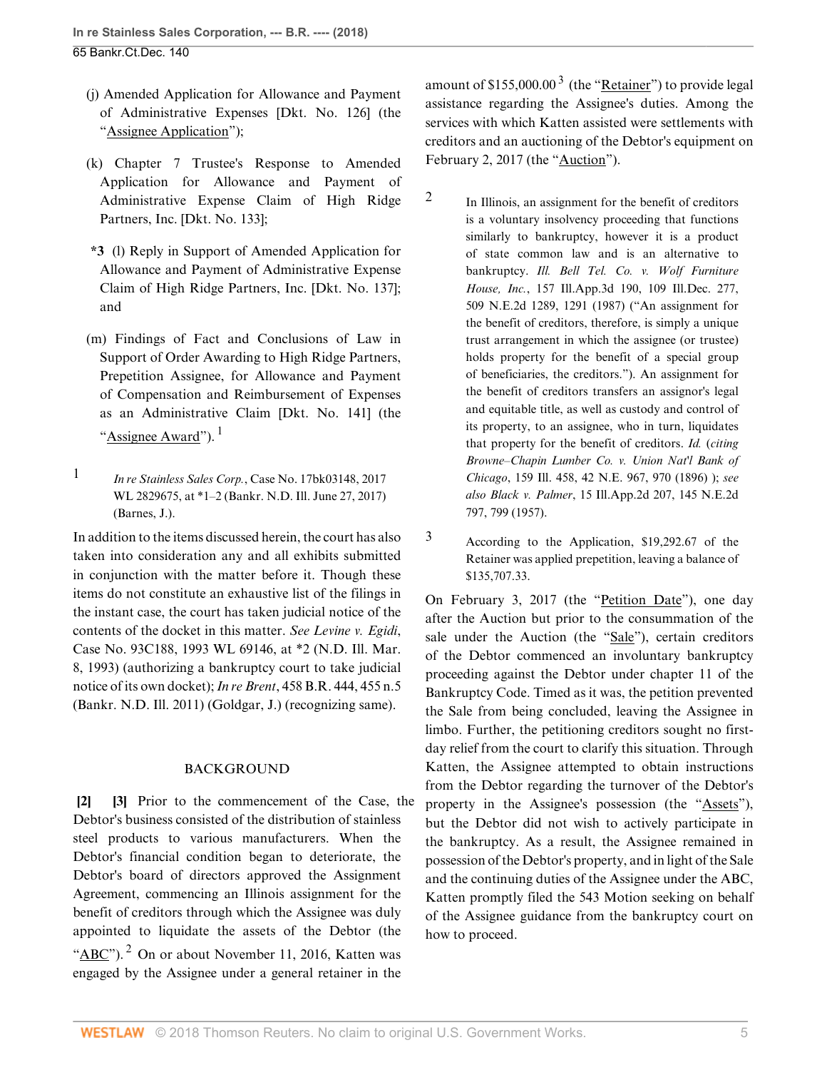(j) Amended Application for Allowance and Payment of Administrative Expenses [Dkt. No. 126] (the "Assignee Application");

(k) Chapter 7 Trustee's Response to Amended Application for Allowance and Payment of Administrative Expense Claim of High Ridge Partners, Inc. [Dkt. No. 133];

**\*3** (l) Reply in Support of Amended Application for Allowance and Payment of Administrative Expense Claim of High Ridge Partners, Inc. [Dkt. No. 137]; and

(m) Findings of Fact and Conclusions of Law in Support of Order Awarding to High Ridge Partners, Prepetition Assignee, for Allowance and Payment of Compensation and Reimbursement of Expenses as an Administrative Claim [Dkt. No. 141] (the "Assignee Award").[1]

1 *In re Stainless Sales Corp.*, Case No. 17bk03148, 2017 WL 2829675, at *1–2 (Bankr. N.D. Ill. June 27, 2017) (Barnes, J.).

In addition to the items discussed herein, the court has also taken into consideration any and all exhibits submitted in conjunction with the matter before it. Though these items do not constitute an exhaustive list of the filings in the instant case, the court has taken judicial notice of the contents of the docket in this matter. *See Levine v. Egidi*, Case No. 93C188, 1993 WL 69146, at *2 (N.D. Ill. Mar. 8, 1993) (authorizing a bankruptcy court to take judicial notice of its own docket); *In re Brent*, 458 B.R. 444, 455 n.5 (Bankr. N.D. Ill. 2011) (Goldgar, J.) (recognizing same).

## BACKGROUND

**[2] [3]** Prior to the commencement of the Case, the Debtor's business consisted of the distribution of stainless steel products to various manufacturers. When the Debtor's financial condition began to deteriorate, the Debtor's board of directors approved the Assignment Agreement, commencing an Illinois assignment for the benefit of creditors through which the Assignee was duly appointed to liquidate the assets of the Debtor (the "ABC").[2] On or about November 11, 2016, Katten was engaged by the Assignee under a general retainer in the amount of $155,000.00[3] (the "Retainer") to provide legal assistance regarding the Assignee's duties. Among the services with which Katten assisted were settlements with creditors and an auctioning of the Debtor's equipment on February 2, 2017 (the "Auction").

2 In Illinois, an assignment for the benefit of creditors is a voluntary insolvency proceeding that functions similarly to bankruptcy, however it is a product of state common law and is an alternative to bankruptcy. *Ill. Bell Tel. Co. v. Wolf Furniture House, Inc.*, 157 Ill.App.3d 190, 109 Ill.Dec. 277, 509 N.E.2d 1289, 1291 (1987) ("An assignment for the benefit of creditors, therefore, is simply a unique trust arrangement in which the assignee (or trustee) holds property for the benefit of a special group of beneficiaries, the creditors."). An assignment for the benefit of creditors transfers an assignor's legal and equitable title, as well as custody and control of its property, to an assignee, who in turn, liquidates that property for the benefit of creditors. *Id.* (*citing Browne–Chapin Lumber Co. v. Union Nat'l Bank of Chicago*, 159 Ill. 458, 42 N.E. 967, 970 (1896) ); *see also Black v. Palmer*, 15 Ill.App.2d 207, 145 N.E.2d 797, 799 (1957).

3 According to the Application, $19,292.67 of the Retainer was applied prepetition, leaving a balance of $135,707.33.

On February 3, 2017 (the "Petition Date"), one day after the Auction but prior to the consummation of the sale under the Auction (the "Sale"), certain creditors of the Debtor commenced an involuntary bankruptcy proceeding against the Debtor under chapter 11 of the Bankruptcy Code. Timed as it was, the petition prevented the Sale from being concluded, leaving the Assignee in limbo. Further, the petitioning creditors sought no first-day relief from the court to clarify this situation. Through Katten, the Assignee attempted to obtain instructions from the Debtor regarding the turnover of the Debtor's property in the Assignee's possession (the "Assets"), but the Debtor did not wish to actively participate in the bankruptcy. As a result, the Assignee remained in possession of the Debtor's property, and in light of the Sale and the continuing duties of the Assignee under the ABC, Katten promptly filed the 543 Motion seeking on behalf of the Assignee guidance from the bankruptcy court on how to proceed.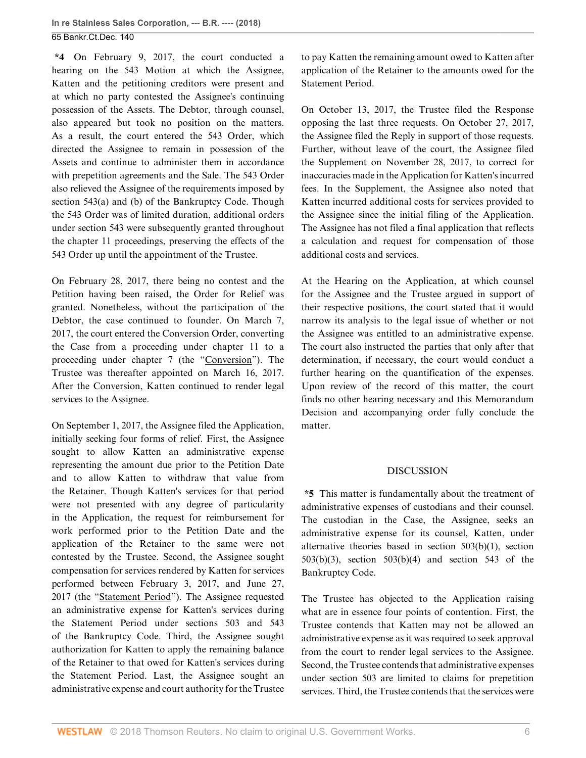**\*4** On February 9, 2017, the court conducted a hearing on the 543 Motion at which the Assignee, Katten and the petitioning creditors were present and at which no party contested the Assignee's continuing possession of the Assets. The Debtor, through counsel, also appeared but took no position on the matters. As a result, the court entered the 543 Order, which directed the Assignee to remain in possession of the Assets and continue to administer them in accordance with prepetition agreements and the Sale. The 543 Order also relieved the Assignee of the requirements imposed by section 543(a) and (b) of the Bankruptcy Code. Though the 543 Order was of limited duration, additional orders under section 543 were subsequently granted throughout the chapter 11 proceedings, preserving the effects of the 543 Order up until the appointment of the Trustee.

On February 28, 2017, there being no contest and the Petition having been raised, the Order for Relief was granted. Nonetheless, without the participation of the Debtor, the case continued to founder. On March 7, 2017, the court entered the Conversion Order, converting the Case from a proceeding under chapter 11 to a proceeding under chapter 7 (the "Conversion"). The Trustee was thereafter appointed on March 16, 2017. After the Conversion, Katten continued to render legal services to the Assignee.

On September 1, 2017, the Assignee filed the Application, initially seeking four forms of relief. First, the Assignee sought to allow Katten an administrative expense representing the amount due prior to the Petition Date and to allow Katten to withdraw that value from the Retainer. Though Katten's services for that period were not presented with any degree of particularity in the Application, the request for reimbursement for work performed prior to the Petition Date and the application of the Retainer to the same were not contested by the Trustee. Second, the Assignee sought compensation for services rendered by Katten for services performed between February 3, 2017, and June 27, 2017 (the "Statement Period"). The Assignee requested an administrative expense for Katten's services during the Statement Period under sections 503 and 543 of the Bankruptcy Code. Third, the Assignee sought authorization for Katten to apply the remaining balance of the Retainer to that owed for Katten's services during the Statement Period. Last, the Assignee sought an administrative expense and court authority for the Trustee to pay Katten the remaining amount owed to Katten after application of the Retainer to the amounts owed for the Statement Period.

On October 13, 2017, the Trustee filed the Response opposing the last three requests. On October 27, 2017, the Assignee filed the Reply in support of those requests. Further, without leave of the court, the Assignee filed the Supplement on November 28, 2017, to correct for inaccuracies made in the Application for Katten's incurred fees. In the Supplement, the Assignee also noted that Katten incurred additional costs for services provided to the Assignee since the initial filing of the Application. The Assignee has not filed a final application that reflects a calculation and request for compensation of those additional costs and services.

At the Hearing on the Application, at which counsel for the Assignee and the Trustee argued in support of their respective positions, the court stated that it would narrow its analysis to the legal issue of whether or not the Assignee was entitled to an administrative expense. The court also instructed the parties that only after that determination, if necessary, the court would conduct a further hearing on the quantification of the expenses. Upon review of the record of this matter, the court finds no other hearing necessary and this Memorandum Decision and accompanying order fully conclude the matter.

## DISCUSSION

**\*5** This matter is fundamentally about the treatment of administrative expenses of custodians and their counsel. The custodian in the Case, the Assignee, seeks an administrative expense for its counsel, Katten, under alternative theories based in section 503(b)(1), section 503(b)(3), section 503(b)(4) and section 543 of the Bankruptcy Code.

The Trustee has objected to the Application raising what are in essence four points of contention. First, the Trustee contends that Katten may not be allowed an administrative expense as it was required to seek approval from the court to render legal services to the Assignee. Second, the Trustee contends that administrative expenses under section 503 are limited to claims for prepetition services. Third, the Trustee contends that the services were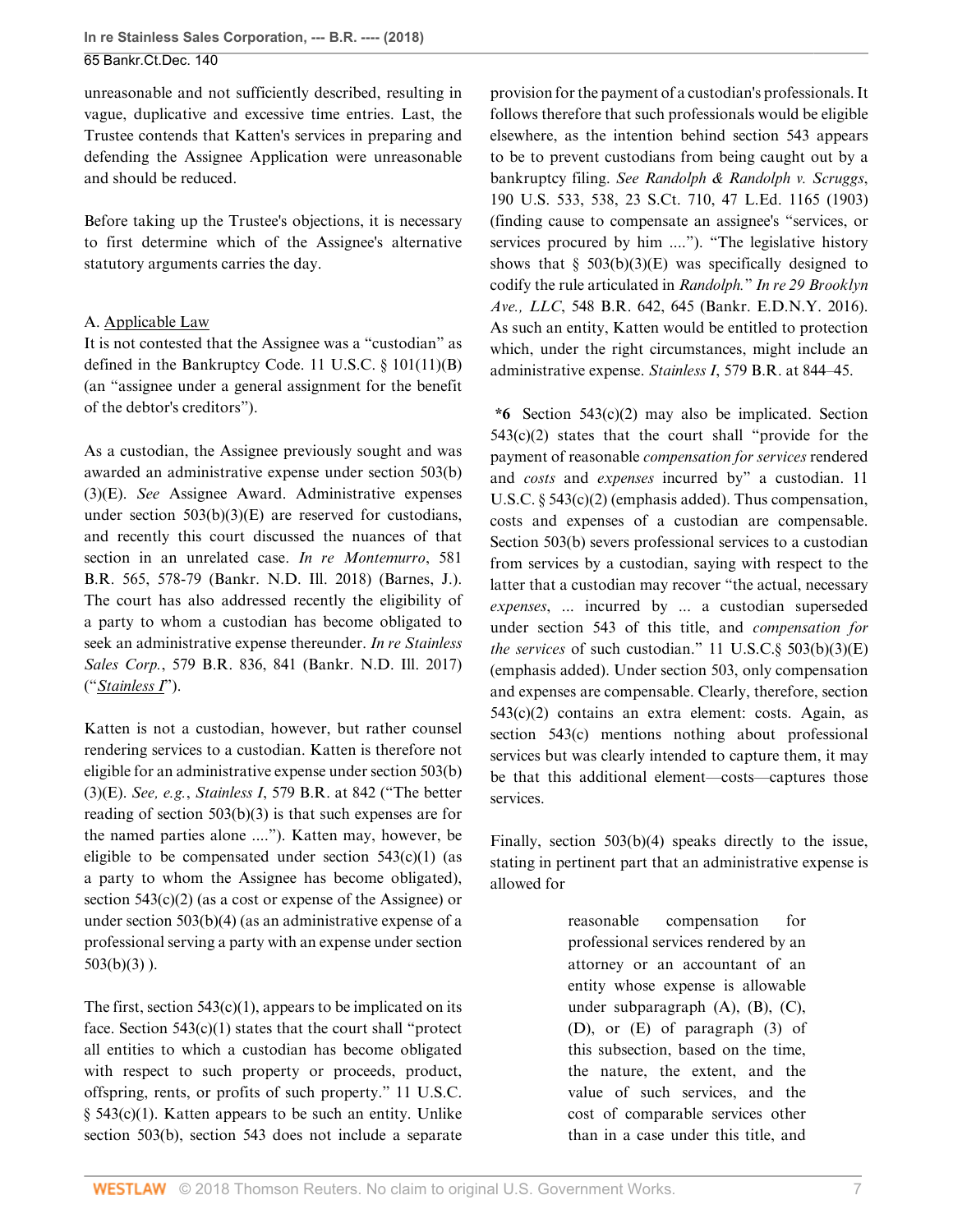unreasonable and not sufficiently described, resulting in vague, duplicative and excessive time entries. Last, the Trustee contends that Katten's services in preparing and defending the Assignee Application were unreasonable and should be reduced.

Before taking up the Trustee's objections, it is necessary to first determine which of the Assignee's alternative statutory arguments carries the day.

A. Applicable Law

It is not contested that the Assignee was a "custodian" as defined in the Bankruptcy Code. 11 U.S.C. § 101(11)(B) (an "assignee under a general assignment for the benefit of the debtor's creditors").

As a custodian, the Assignee previously sought and was awarded an administrative expense under section 503(b)(3)(E). *See* Assignee Award. Administrative expenses under section 503(b)(3)(E) are reserved for custodians, and recently this court discussed the nuances of that section in an unrelated case. *In re Montemurro*, 581 B.R. 565, 578-79 (Bankr. N.D. Ill. 2018) (Barnes, J.). The court has also addressed recently the eligibility of a party to whom a custodian has become obligated to seek an administrative expense thereunder. *In re Stainless Sales Corp.*, 579 B.R. 836, 841 (Bankr. N.D. Ill. 2017) ("*Stainless I*").

Katten is not a custodian, however, but rather counsel rendering services to a custodian. Katten is therefore not eligible for an administrative expense under section 503(b)(3)(E). *See, e.g.*, *Stainless I*, 579 B.R. at 842 ("The better reading of section 503(b)(3) is that such expenses are for the named parties alone ...."). Katten may, however, be eligible to be compensated under section 543(c)(1) (as a party to whom the Assignee has become obligated), section 543(c)(2) (as a cost or expense of the Assignee) or under section 503(b)(4) (as an administrative expense of a professional serving a party with an expense under section 503(b)(3) ).

The first, section 543(c)(1), appears to be implicated on its face. Section 543(c)(1) states that the court shall "protect all entities to which a custodian has become obligated with respect to such property or proceeds, product, offspring, rents, or profits of such property." 11 U.S.C. § 543(c)(1). Katten appears to be such an entity. Unlike section 503(b), section 543 does not include a separate provision for the payment of a custodian's professionals. It follows therefore that such professionals would be eligible elsewhere, as the intention behind section 543 appears to be to prevent custodians from being caught out by a bankruptcy filing. *See Randolph & Randolph v. Scruggs*, 190 U.S. 533, 538, 23 S.Ct. 710, 47 L.Ed. 1165 (1903) (finding cause to compensate an assignee's "services, or services procured by him ...."). "The legislative history shows that § 503(b)(3)(E) was specifically designed to codify the rule articulated in *Randolph.*" *In re 29 Brooklyn Ave., LLC*, 548 B.R. 642, 645 (Bankr. E.D.N.Y. 2016). As such an entity, Katten would be entitled to protection which, under the right circumstances, might include an administrative expense. *Stainless I*, 579 B.R. at 844–45.

**\*6** Section 543(c)(2) may also be implicated. Section 543(c)(2) states that the court shall "provide for the payment of reasonable *compensation for services* rendered and *costs* and *expenses* incurred by" a custodian. 11 U.S.C. § 543(c)(2) (emphasis added). Thus compensation, costs and expenses of a custodian are compensable. Section 503(b) severs professional services to a custodian from services by a custodian, saying with respect to the latter that a custodian may recover "the actual, necessary *expenses*, ... incurred by ... a custodian superseded under section 543 of this title, and *compensation for the services* of such custodian." 11 U.S.C.§ 503(b)(3)(E) (emphasis added). Under section 503, only compensation and expenses are compensable. Clearly, therefore, section 543(c)(2) contains an extra element: costs. Again, as section 543(c) mentions nothing about professional services but was clearly intended to capture them, it may be that this additional element—costs—captures those services.

Finally, section 503(b)(4) speaks directly to the issue, stating in pertinent part that an administrative expense is allowed for

> reasonable compensation for professional services rendered by an attorney or an accountant of an entity whose expense is allowable under subparagraph (A), (B), (C), (D), or (E) of paragraph (3) of this subsection, based on the time, the nature, the extent, and the value of such services, and the cost of comparable services other than in a case under this title, and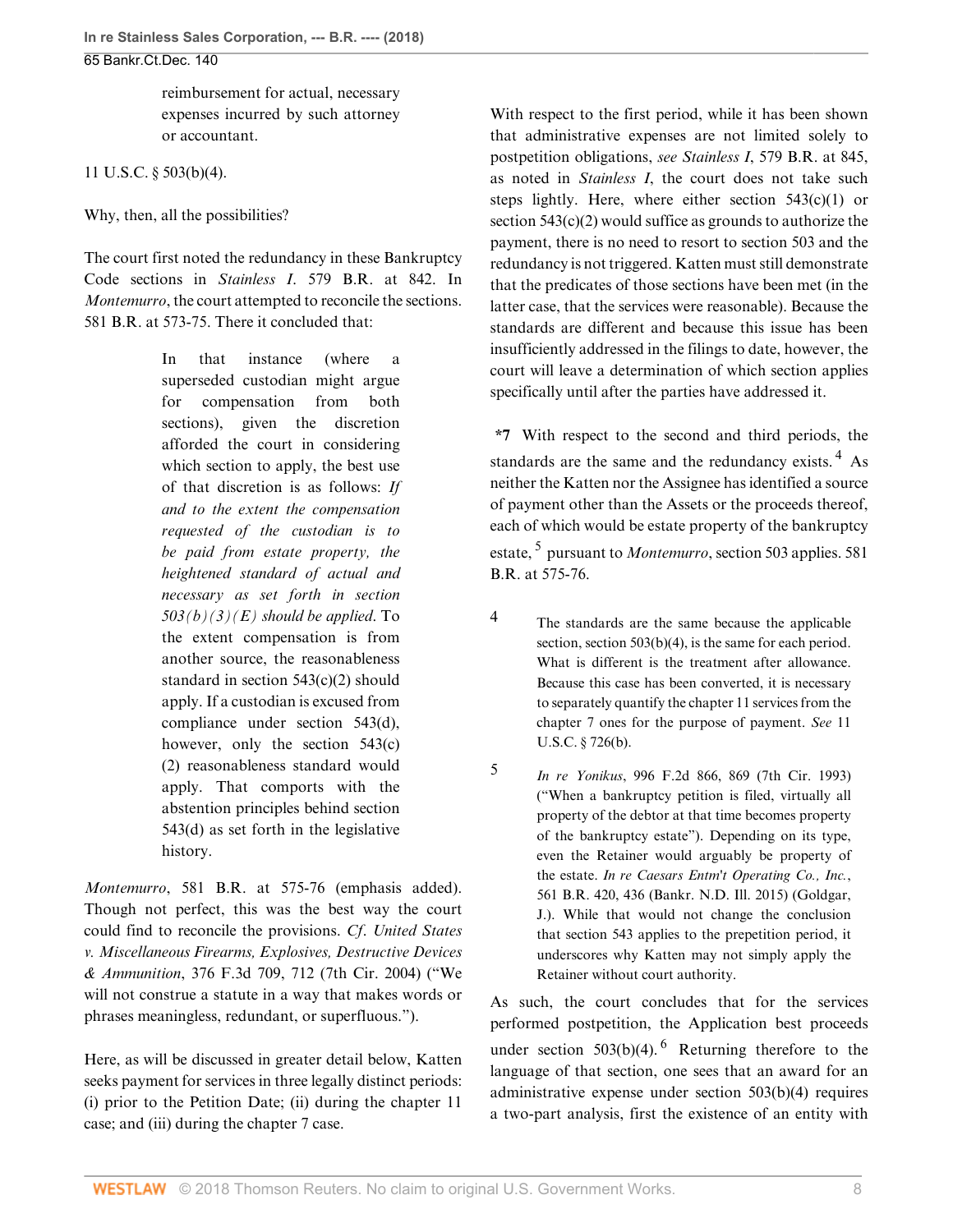reimbursement for actual, necessary expenses incurred by such attorney or accountant.

11 U.S.C. § 503(b)(4).

Why, then, all the possibilities?

The court first noted the redundancy in these Bankruptcy Code sections in *Stainless I*. 579 B.R. at 842. In *Montemurro*, the court attempted to reconcile the sections. 581 B.R. at 573-75. There it concluded that:

> In that instance (where a superseded custodian might argue for compensation from both sections), given the discretion afforded the court in considering which section to apply, the best use of that discretion is as follows: *If and to the extent the compensation requested of the custodian is to be paid from estate property, the heightened standard of actual and necessary as set forth in section 503(b)(3)(E) should be applied.* To the extent compensation is from another source, the reasonableness standard in section 543(c)(2) should apply. If a custodian is excused from compliance under section 543(d), however, only the section 543(c)(2) reasonableness standard would apply. That comports with the abstention principles behind section 543(d) as set forth in the legislative history.

*Montemurro*, 581 B.R. at 575-76 (emphasis added). Though not perfect, this was the best way the court could find to reconcile the provisions. *Cf. United States v. Miscellaneous Firearms, Explosives, Destructive Devices & Ammunition*, 376 F.3d 709, 712 (7th Cir. 2004) ("We will not construe a statute in a way that makes words or phrases meaningless, redundant, or superfluous.").

Here, as will be discussed in greater detail below, Katten seeks payment for services in three legally distinct periods: (i) prior to the Petition Date; (ii) during the chapter 11 case; and (iii) during the chapter 7 case.

With respect to the first period, while it has been shown that administrative expenses are not limited solely to postpetition obligations, *see Stainless I*, 579 B.R. at 845, as noted in *Stainless I*, the court does not take such steps lightly. Here, where either section 543(c)(1) or section 543(c)(2) would suffice as grounds to authorize the payment, there is no need to resort to section 503 and the redundancy is not triggered. Katten must still demonstrate that the predicates of those sections have been met (in the latter case, that the services were reasonable). Because the standards are different and because this issue has been insufficiently addressed in the filings to date, however, the court will leave a determination of which section applies specifically until after the parties have addressed it.

**\*7** With respect to the second and third periods, the standards are the same and the redundancy exists.[4] As neither the Katten nor the Assignee has identified a source of payment other than the Assets or the proceeds thereof, each of which would be estate property of the bankruptcy estate,[5] pursuant to *Montemurro*, section 503 applies. 581 B.R. at 575-76.

[4] The standards are the same because the applicable section, section 503(b)(4), is the same for each period. What is different is the treatment after allowance. Because this case has been converted, it is necessary to separately quantify the chapter 11 services from the chapter 7 ones for the purpose of payment. *See* 11 U.S.C. § 726(b).

[5] *In re Yonikus*, 996 F.2d 866, 869 (7th Cir. 1993) ("When a bankruptcy petition is filed, virtually all property of the debtor at that time becomes property of the bankruptcy estate"). Depending on its type, even the Retainer would arguably be property of the estate. *In re Caesars Entm't Operating Co., Inc.*, 561 B.R. 420, 436 (Bankr. N.D. Ill. 2015) (Goldgar, J.). While that would not change the conclusion that section 543 applies to the prepetition period, it underscores why Katten may not simply apply the Retainer without court authority.

As such, the court concludes that for the services performed postpetition, the Application best proceeds under section 503(b)(4).[6] Returning therefore to the language of that section, one sees that an award for an administrative expense under section 503(b)(4) requires a two-part analysis, first the existence of an entity with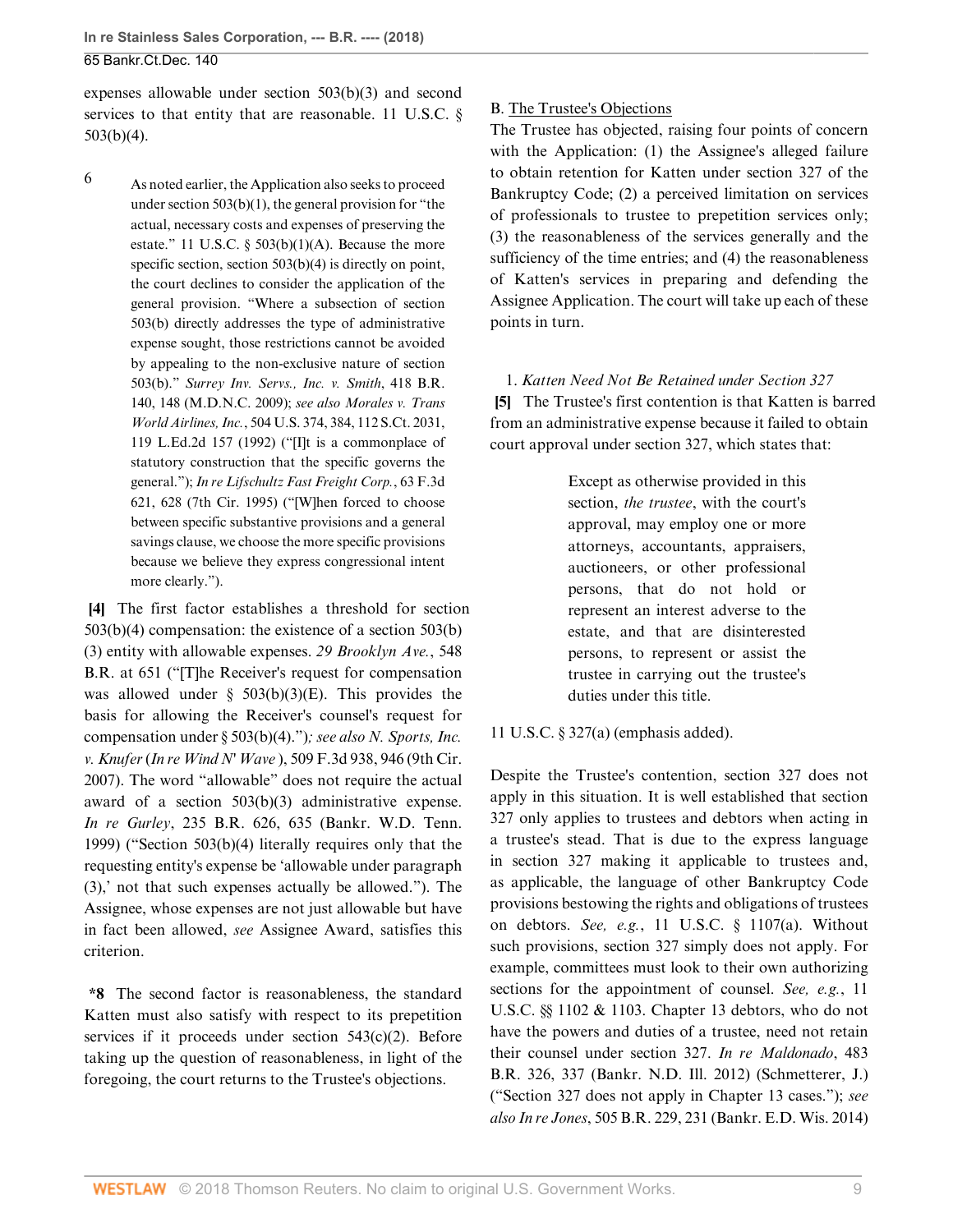expenses allowable under section 503(b)(3) and second services to that entity that are reasonable. 11 U.S.C. § 503(b)(4).

6 As noted earlier, the Application also seeks to proceed under section 503(b)(1), the general provision for "the actual, necessary costs and expenses of preserving the estate." 11 U.S.C. § 503(b)(1)(A). Because the more specific section, section 503(b)(4) is directly on point, the court declines to consider the application of the general provision. "Where a subsection of section 503(b) directly addresses the type of administrative expense sought, those restrictions cannot be avoided by appealing to the non-exclusive nature of section 503(b)." *Surrey Inv. Servs., Inc. v. Smith*, 418 B.R. 140, 148 (M.D.N.C. 2009); *see also Morales v. Trans World Airlines, Inc.*, 504 U.S. 374, 384, 112 S.Ct. 2031, 119 L.Ed.2d 157 (1992) ("[I]t is a commonplace of statutory construction that the specific governs the general."); *In re Lifschultz Fast Freight Corp.*, 63 F.3d 621, 628 (7th Cir. 1995) ("[W]hen forced to choose between specific substantive provisions and a general savings clause, we choose the more specific provisions because we believe they express congressional intent more clearly.").

**[4]** The first factor establishes a threshold for section 503(b)(4) compensation: the existence of a section 503(b)(3) entity with allowable expenses. *29 Brooklyn Ave.*, 548 B.R. at 651 ("[T]he Receiver's request for compensation was allowed under § 503(b)(3)(E). This provides the basis for allowing the Receiver's counsel's request for compensation under § 503(b)(4).")*; see also N. Sports, Inc. v. Knufer* (*In re Wind N' Wave* ), 509 F.3d 938, 946 (9th Cir. 2007). The word "allowable" does not require the actual award of a section 503(b)(3) administrative expense. *In re Gurley*, 235 B.R. 626, 635 (Bankr. W.D. Tenn. 1999) ("Section 503(b)(4) literally requires only that the requesting entity's expense be 'allowable under paragraph (3),' not that such expenses actually be allowed."). The Assignee, whose expenses are not just allowable but have in fact been allowed, *see* Assignee Award, satisfies this criterion.

**\*8** The second factor is reasonableness, the standard Katten must also satisfy with respect to its prepetition services if it proceeds under section 543(c)(2). Before taking up the question of reasonableness, in light of the foregoing, the court returns to the Trustee's objections.

## B. The Trustee's Objections

The Trustee has objected, raising four points of concern with the Application: (1) the Assignee's alleged failure to obtain retention for Katten under section 327 of the Bankruptcy Code; (2) a perceived limitation on services of professionals to trustee to prepetition services only; (3) the reasonableness of the services generally and the sufficiency of the time entries; and (4) the reasonableness of Katten's services in preparing and defending the Assignee Application. The court will take up each of these points in turn.

### 1. *Katten Need Not Be Retained under Section 327*

**[5]** The Trustee's first contention is that Katten is barred from an administrative expense because it failed to obtain court approval under section 327, which states that:

> Except as otherwise provided in this section, *the trustee*, with the court's approval, may employ one or more attorneys, accountants, appraisers, auctioneers, or other professional persons, that do not hold or represent an interest adverse to the estate, and that are disinterested persons, to represent or assist the trustee in carrying out the trustee's duties under this title.

11 U.S.C. § 327(a) (emphasis added).

Despite the Trustee's contention, section 327 does not apply in this situation. It is well established that section 327 only applies to trustees and debtors when acting in a trustee's stead. That is due to the express language in section 327 making it applicable to trustees and, as applicable, the language of other Bankruptcy Code provisions bestowing the rights and obligations of trustees on debtors. *See, e.g.*, 11 U.S.C. § 1107(a). Without such provisions, section 327 simply does not apply. For example, committees must look to their own authorizing sections for the appointment of counsel. *See, e.g.*, 11 U.S.C. §§ 1102 & 1103. Chapter 13 debtors, who do not have the powers and duties of a trustee, need not retain their counsel under section 327. *In re Maldonado*, 483 B.R. 326, 337 (Bankr. N.D. Ill. 2012) (Schmetterer, J.) ("Section 327 does not apply in Chapter 13 cases."); *see also In re Jones*, 505 B.R. 229, 231 (Bankr. E.D. Wis. 2014)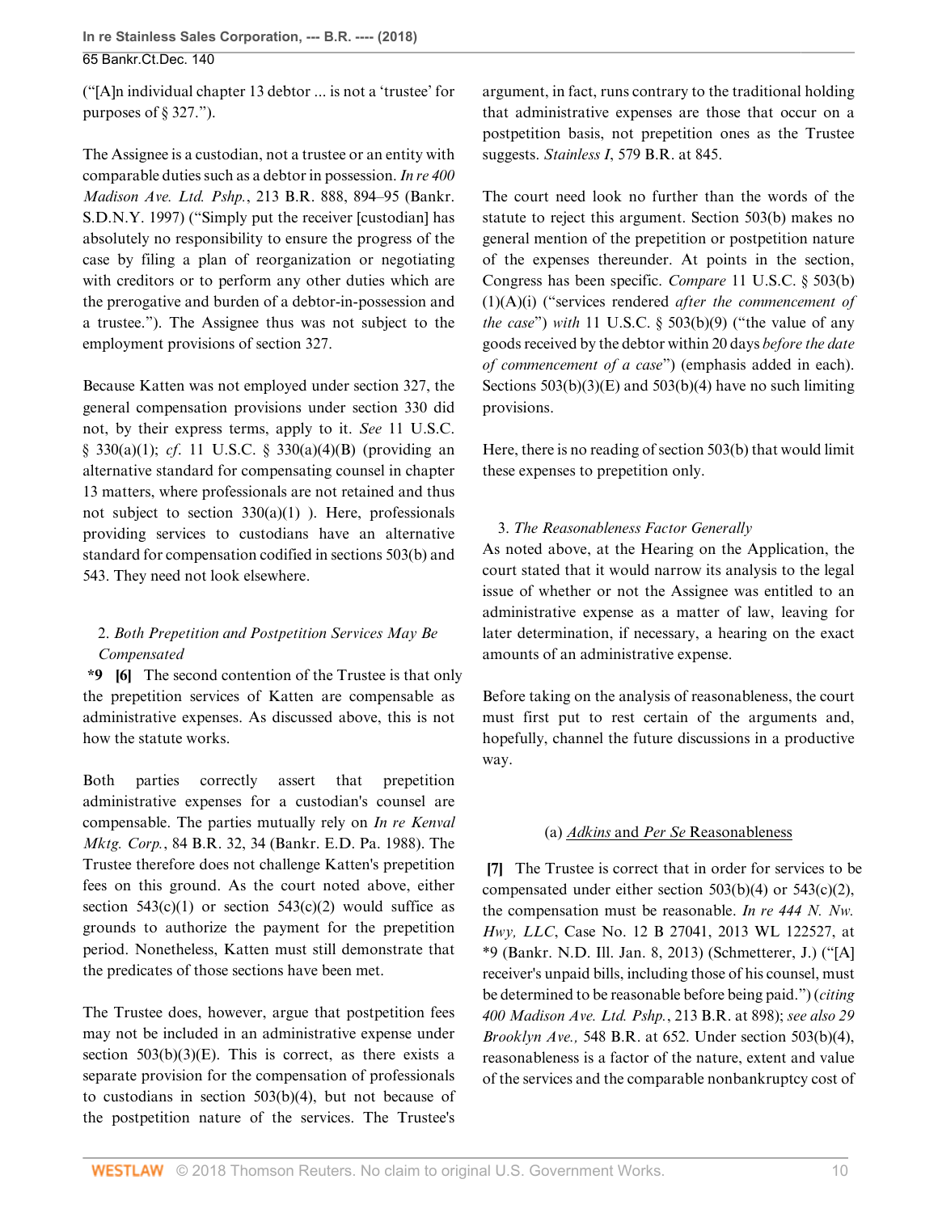("[A]n individual chapter 13 debtor ... is not a 'trustee' for purposes of § 327.").

The Assignee is a custodian, not a trustee or an entity with comparable duties such as a debtor in possession. *In re 400 Madison Ave. Ltd. Pshp.*, 213 B.R. 888, 894–95 (Bankr. S.D.N.Y. 1997) ("Simply put the receiver [custodian] has absolutely no responsibility to ensure the progress of the case by filing a plan of reorganization or negotiating with creditors or to perform any other duties which are the prerogative and burden of a debtor-in-possession and a trustee."). The Assignee thus was not subject to the employment provisions of section 327.

Because Katten was not employed under section 327, the general compensation provisions under section 330 did not, by their express terms, apply to it. *See* 11 U.S.C. § 330(a)(1); *cf*. 11 U.S.C. § 330(a)(4)(B) (providing an alternative standard for compensating counsel in chapter 13 matters, where professionals are not retained and thus not subject to section 330(a)(1) ). Here, professionals providing services to custodians have an alternative standard for compensation codified in sections 503(b) and 543. They need not look elsewhere.

#### 2. *Both Prepetition and Postpetition Services May Be Compensated*

**\*9** **[6]** The second contention of the Trustee is that only the prepetition services of Katten are compensable as administrative expenses. As discussed above, this is not how the statute works.

Both parties correctly assert that prepetition administrative expenses for a custodian's counsel are compensable. The parties mutually rely on *In re Kenval Mktg. Corp.*, 84 B.R. 32, 34 (Bankr. E.D. Pa. 1988). The Trustee therefore does not challenge Katten's prepetition fees on this ground. As the court noted above, either section 543(c)(1) or section 543(c)(2) would suffice as grounds to authorize the payment for the prepetition period. Nonetheless, Katten must still demonstrate that the predicates of those sections have been met.

The Trustee does, however, argue that postpetition fees may not be included in an administrative expense under section 503(b)(3)(E). This is correct, as there exists a separate provision for the compensation of professionals to custodians in section 503(b)(4), but not because of the postpetition nature of the services. The Trustee's argument, in fact, runs contrary to the traditional holding that administrative expenses are those that occur on a postpetition basis, not prepetition ones as the Trustee suggests. *Stainless I*, 579 B.R. at 845.

The court need look no further than the words of the statute to reject this argument. Section 503(b) makes no general mention of the prepetition or postpetition nature of the expenses thereunder. At points in the section, Congress has been specific. *Compare* 11 U.S.C. § 503(b)(1)(A)(i) ("services rendered *after the commencement of the case*") *with* 11 U.S.C. § 503(b)(9) ("the value of any goods received by the debtor within 20 days *before the date of commencement of a case*") (emphasis added in each). Sections 503(b)(3)(E) and 503(b)(4) have no such limiting provisions.

Here, there is no reading of section 503(b) that would limit these expenses to prepetition only.

#### 3. *The Reasonableness Factor Generally*

As noted above, at the Hearing on the Application, the court stated that it would narrow its analysis to the legal issue of whether or not the Assignee was entitled to an administrative expense as a matter of law, leaving for later determination, if necessary, a hearing on the exact amounts of an administrative expense.

Before taking on the analysis of reasonableness, the court must first put to rest certain of the arguments and, hopefully, channel the future discussions in a productive way.

##### (a) *Adkins* and *Per Se* Reasonableness

**[7]** The Trustee is correct that in order for services to be compensated under either section 503(b)(4) or 543(c)(2), the compensation must be reasonable. *In re 444 N. Nw. Hwy, LLC*, Case No. 12 B 27041, 2013 WL 122527, at \*9 (Bankr. N.D. Ill. Jan. 8, 2013) (Schmetterer, J.) ("[A] receiver's unpaid bills, including those of his counsel, must be determined to be reasonable before being paid.") (*citing 400 Madison Ave. Ltd. Pshp.*, 213 B.R. at 898); *see also 29 Brooklyn Ave.,* 548 B.R. at 652. Under section 503(b)(4), reasonableness is a factor of the nature, extent and value of the services and the comparable nonbankruptcy cost of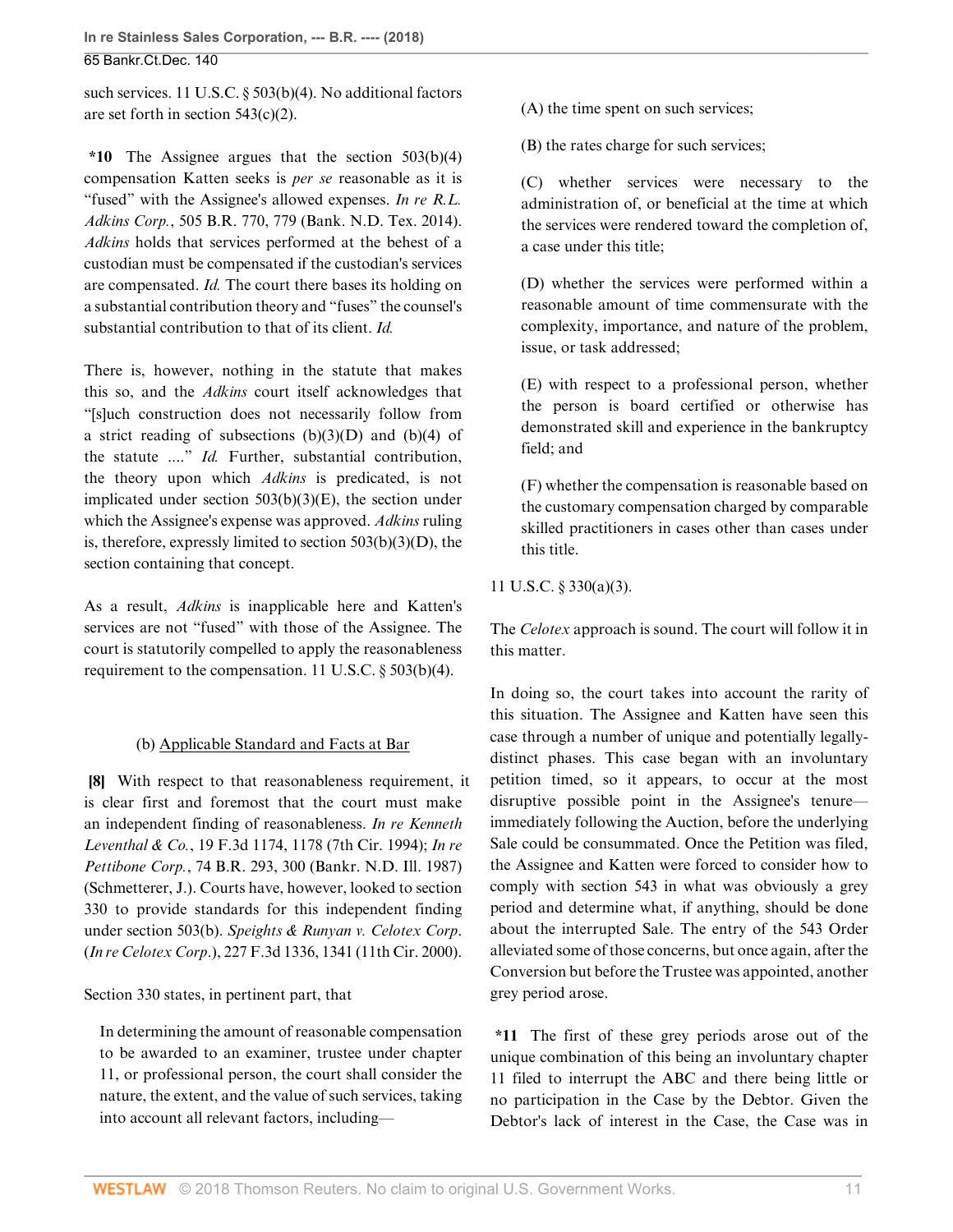such services. 11 U.S.C. § 503(b)(4). No additional factors are set forth in section 543(c)(2).

**\*10** The Assignee argues that the section 503(b)(4) compensation Katten seeks is *per se* reasonable as it is "fused" with the Assignee's allowed expenses. *In re R.L. Adkins Corp.*, 505 B.R. 770, 779 (Bank. N.D. Tex. 2014). *Adkins* holds that services performed at the behest of a custodian must be compensated if the custodian's services are compensated. *Id.* The court there bases its holding on a substantial contribution theory and "fuses" the counsel's substantial contribution to that of its client. *Id.*

There is, however, nothing in the statute that makes this so, and the *Adkins* court itself acknowledges that "[s]uch construction does not necessarily follow from a strict reading of subsections (b)(3)(D) and (b)(4) of the statute ...." *Id.* Further, substantial contribution, the theory upon which *Adkins* is predicated, is not implicated under section 503(b)(3)(E), the section under which the Assignee's expense was approved. *Adkins* ruling is, therefore, expressly limited to section 503(b)(3)(D), the section containing that concept.

As a result, *Adkins* is inapplicable here and Katten's services are not "fused" with those of the Assignee. The court is statutorily compelled to apply the reasonableness requirement to the compensation. 11 U.S.C. § 503(b)(4).

(b) Applicable Standard and Facts at Bar

**[8]** With respect to that reasonableness requirement, it is clear first and foremost that the court must make an independent finding of reasonableness. *In re Kenneth Leventhal & Co.*, 19 F.3d 1174, 1178 (7th Cir. 1994); *In re Pettibone Corp.*, 74 B.R. 293, 300 (Bankr. N.D. Ill. 1987) (Schmetterer, J.). Courts have, however, looked to section 330 to provide standards for this independent finding under section 503(b). *Speights & Runyan v. Celotex Corp.* (*In re Celotex Corp.*), 227 F.3d 1336, 1341 (11th Cir. 2000).

Section 330 states, in pertinent part, that

> In determining the amount of reasonable compensation to be awarded to an examiner, trustee under chapter 11, or professional person, the court shall consider the nature, the extent, and the value of such services, taking into account all relevant factors, including—
>
> (A) the time spent on such services;
>
> (B) the rates charge for such services;
>
> (C) whether services were necessary to the administration of, or beneficial at the time at which the services were rendered toward the completion of, a case under this title;
>
> (D) whether the services were performed within a reasonable amount of time commensurate with the complexity, importance, and nature of the problem, issue, or task addressed;
>
> (E) with respect to a professional person, whether the person is board certified or otherwise has demonstrated skill and experience in the bankruptcy field; and
>
> (F) whether the compensation is reasonable based on the customary compensation charged by comparable skilled practitioners in cases other than cases under this title.

11 U.S.C. § 330(a)(3).

The *Celotex* approach is sound. The court will follow it in this matter.

In doing so, the court takes into account the rarity of this situation. The Assignee and Katten have seen this case through a number of unique and potentially legally-distinct phases. This case began with an involuntary petition timed, so it appears, to occur at the most disruptive possible point in the Assignee's tenure—immediately following the Auction, before the underlying Sale could be consummated. Once the Petition was filed, the Assignee and Katten were forced to consider how to comply with section 543 in what was obviously a grey period and determine what, if anything, should be done about the interrupted Sale. The entry of the 543 Order alleviated some of those concerns, but once again, after the Conversion but before the Trustee was appointed, another grey period arose.

**\*11** The first of these grey periods arose out of the unique combination of this being an involuntary chapter 11 filed to interrupt the ABC and there being little or no participation in the Case by the Debtor. Given the Debtor's lack of interest in the Case, the Case was in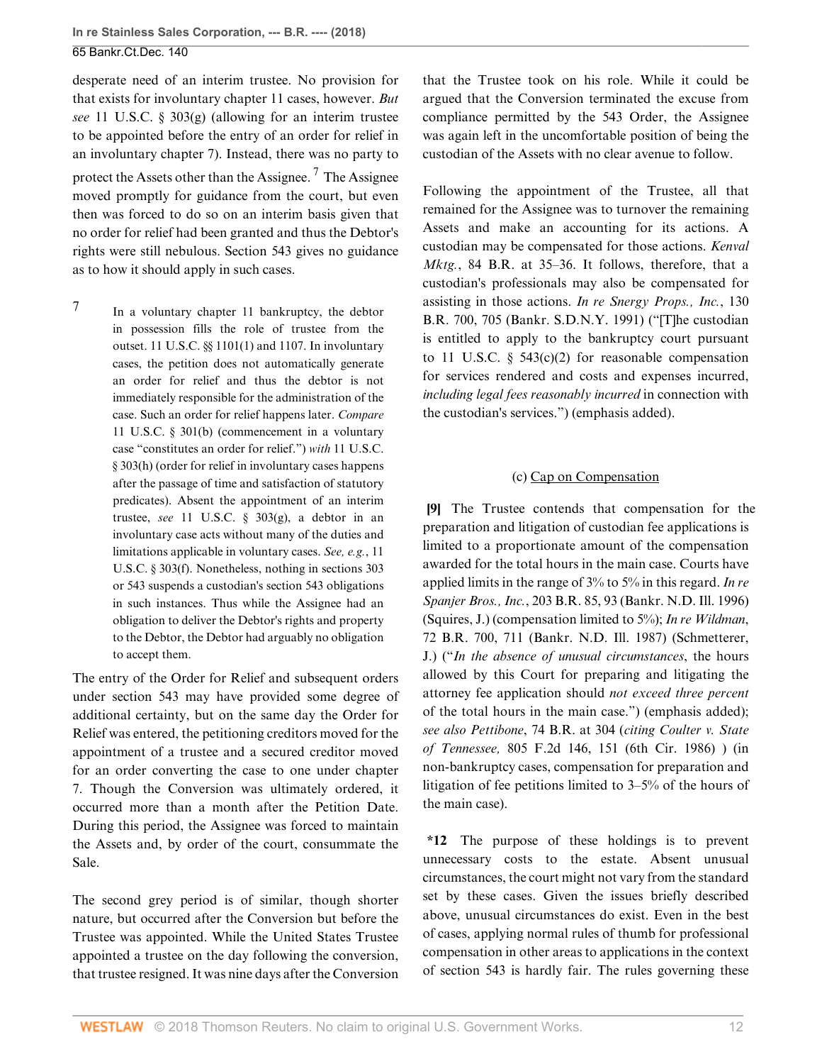desperate need of an interim trustee. No provision for that exists for involuntary chapter 11 cases, however. *But see* 11 U.S.C. § 303(g) (allowing for an interim trustee to be appointed before the entry of an order for relief in an involuntary chapter 7). Instead, there was no party to protect the Assets other than the Assignee.[7] The Assignee moved promptly for guidance from the court, but even then was forced to do so on an interim basis given that no order for relief had been granted and thus the Debtor's rights were still nebulous. Section 543 gives no guidance as to how it should apply in such cases.

7 In a voluntary chapter 11 bankruptcy, the debtor in possession fills the role of trustee from the outset. 11 U.S.C. §§ 1101(1) and 1107. In involuntary cases, the petition does not automatically generate an order for relief and thus the debtor is not immediately responsible for the administration of the case. Such an order for relief happens later. *Compare* 11 U.S.C. § 301(b) (commencement in a voluntary case "constitutes an order for relief.") *with* 11 U.S.C. § 303(h) (order for relief in involuntary cases happens after the passage of time and satisfaction of statutory predicates). Absent the appointment of an interim trustee, *see* 11 U.S.C. § 303(g), a debtor in an involuntary case acts without many of the duties and limitations applicable in voluntary cases. *See, e.g.*, 11 U.S.C. § 303(f). Nonetheless, nothing in sections 303 or 543 suspends a custodian's section 543 obligations in such instances. Thus while the Assignee had an obligation to deliver the Debtor's rights and property to the Debtor, the Debtor had arguably no obligation to accept them.

The entry of the Order for Relief and subsequent orders under section 543 may have provided some degree of additional certainty, but on the same day the Order for Relief was entered, the petitioning creditors moved for the appointment of a trustee and a secured creditor moved for an order converting the case to one under chapter 7. Though the Conversion was ultimately ordered, it occurred more than a month after the Petition Date. During this period, the Assignee was forced to maintain the Assets and, by order of the court, consummate the Sale.

The second grey period is of similar, though shorter nature, but occurred after the Conversion but before the Trustee was appointed. While the United States Trustee appointed a trustee on the day following the conversion, that trustee resigned. It was nine days after the Conversion that the Trustee took on his role. While it could be argued that the Conversion terminated the excuse from compliance permitted by the 543 Order, the Assignee was again left in the uncomfortable position of being the custodian of the Assets with no clear avenue to follow.

Following the appointment of the Trustee, all that remained for the Assignee was to turnover the remaining Assets and make an accounting for its actions. A custodian may be compensated for those actions. *Kenval Mktg.*, 84 B.R. at 35–36. It follows, therefore, that a custodian's professionals may also be compensated for assisting in those actions. *In re Snergy Props., Inc.*, 130 B.R. 700, 705 (Bankr. S.D.N.Y. 1991) ("[T]he custodian is entitled to apply to the bankruptcy court pursuant to 11 U.S.C. § 543(c)(2) for reasonable compensation for services rendered and costs and expenses incurred, *including legal fees reasonably incurred* in connection with the custodian's services.") (emphasis added).

### (c) Cap on Compensation

**[9]** The Trustee contends that compensation for the preparation and litigation of custodian fee applications is limited to a proportionate amount of the compensation awarded for the total hours in the main case. Courts have applied limits in the range of 3% to 5% in this regard. *In re Spanjer Bros., Inc.*, 203 B.R. 85, 93 (Bankr. N.D. Ill. 1996) (Squires, J.) (compensation limited to 5%); *In re Wildman*, 72 B.R. 700, 711 (Bankr. N.D. Ill. 1987) (Schmetterer, J.) ("*In the absence of unusual circumstances*, the hours allowed by this Court for preparing and litigating the attorney fee application should *not exceed three percent* of the total hours in the main case.") (emphasis added); *see also Pettibone*, 74 B.R. at 304 (*citing Coulter v. State of Tennessee,* 805 F.2d 146, 151 (6th Cir. 1986) ) (in non-bankruptcy cases, compensation for preparation and litigation of fee petitions limited to 3–5% of the hours of the main case).

***12** The purpose of these holdings is to prevent unnecessary costs to the estate. Absent unusual circumstances, the court might not vary from the standard set by these cases. Given the issues briefly described above, unusual circumstances do exist. Even in the best of cases, applying normal rules of thumb for professional compensation in other areas to applications in the context of section 543 is hardly fair. The rules governing these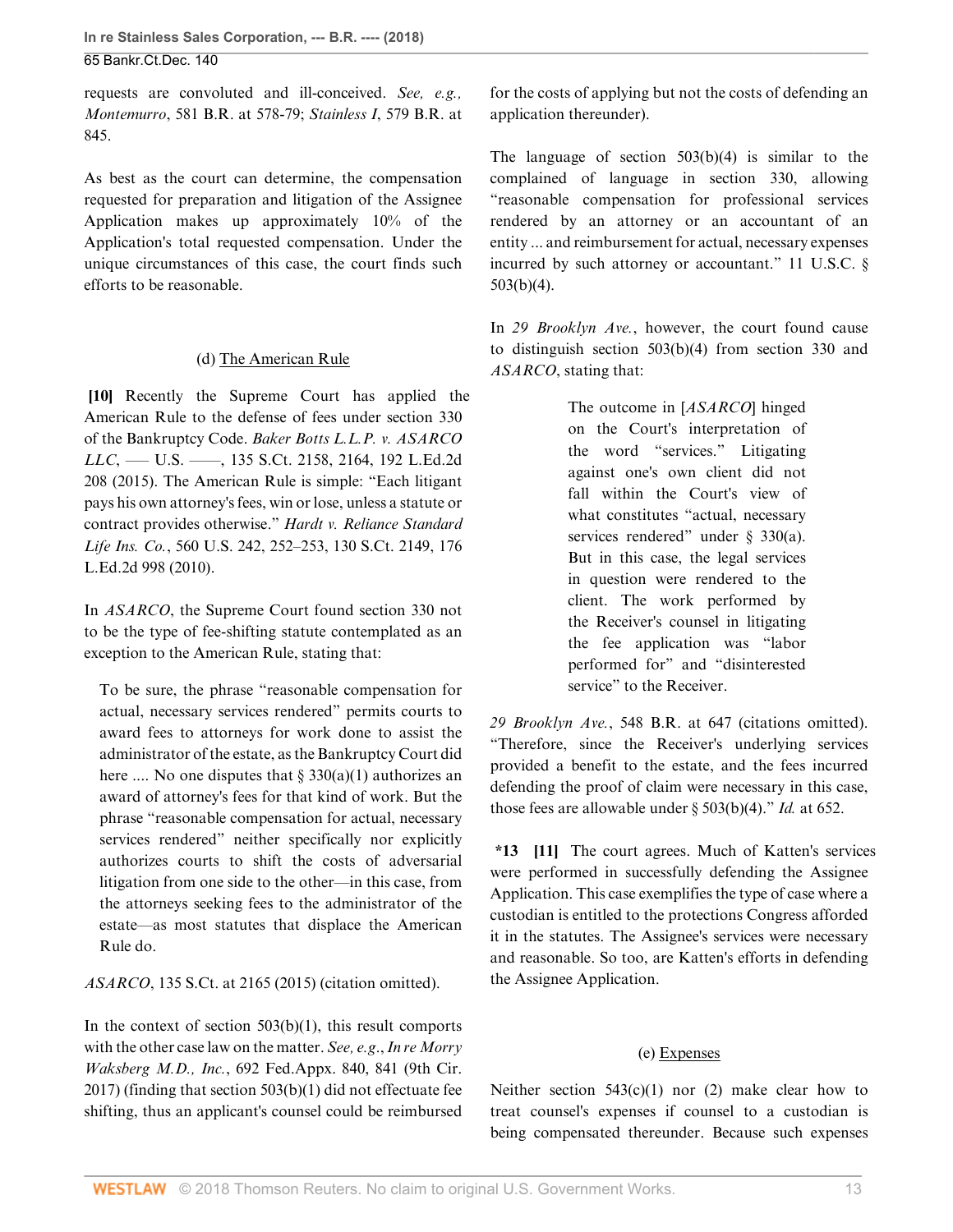requests are convoluted and ill-conceived. *See, e.g., Montemurro*, 581 B.R. at 578-79; *Stainless I*, 579 B.R. at 845.

As best as the court can determine, the compensation requested for preparation and litigation of the Assignee Application makes up approximately 10% of the Application's total requested compensation. Under the unique circumstances of this case, the court finds such efforts to be reasonable.

### (d) The American Rule

**[10]** Recently the Supreme Court has applied the American Rule to the defense of fees under section 330 of the Bankruptcy Code. *Baker Botts L.L.P. v. ASARCO LLC*, ––– U.S. ––––, 135 S.Ct. 2158, 2164, 192 L.Ed.2d 208 (2015). The American Rule is simple: "Each litigant pays his own attorney's fees, win or lose, unless a statute or contract provides otherwise." *Hardt v. Reliance Standard Life Ins. Co.*, 560 U.S. 242, 252–253, 130 S.Ct. 2149, 176 L.Ed.2d 998 (2010).

In *ASARCO*, the Supreme Court found section 330 not to be the type of fee-shifting statute contemplated as an exception to the American Rule, stating that:

> To be sure, the phrase "reasonable compensation for actual, necessary services rendered" permits courts to award fees to attorneys for work done to assist the administrator of the estate, as the Bankruptcy Court did here .... No one disputes that § 330(a)(1) authorizes an award of attorney's fees for that kind of work. But the phrase "reasonable compensation for actual, necessary services rendered" neither specifically nor explicitly authorizes courts to shift the costs of adversarial litigation from one side to the other—in this case, from the attorneys seeking fees to the administrator of the estate—as most statutes that displace the American Rule do.

*ASARCO*, 135 S.Ct. at 2165 (2015) (citation omitted).

In the context of section 503(b)(1), this result comports with the other case law on the matter. *See, e.g.*, *In re Morry Waksberg M.D., Inc.*, 692 Fed.Appx. 840, 841 (9th Cir. 2017) (finding that section 503(b)(1) did not effectuate fee shifting, thus an applicant's counsel could be reimbursed for the costs of applying but not the costs of defending an application thereunder).

The language of section 503(b)(4) is similar to the complained of language in section 330, allowing "reasonable compensation for professional services rendered by an attorney or an accountant of an entity ... and reimbursement for actual, necessary expenses incurred by such attorney or accountant." 11 U.S.C. § 503(b)(4).

In *29 Brooklyn Ave.*, however, the court found cause to distinguish section 503(b)(4) from section 330 and *ASARCO*, stating that:

> The outcome in [*ASARCO*] hinged on the Court's interpretation of the word "services." Litigating against one's own client did not fall within the Court's view of what constitutes "actual, necessary services rendered" under § 330(a). But in this case, the legal services in question were rendered to the client. The work performed by the Receiver's counsel in litigating the fee application was "labor performed for" and "disinterested service" to the Receiver.

*29 Brooklyn Ave.*, 548 B.R. at 647 (citations omitted). "Therefore, since the Receiver's underlying services provided a benefit to the estate, and the fees incurred defending the proof of claim were necessary in this case, those fees are allowable under § 503(b)(4)." *Id.* at 652.

**\*13 [11]** The court agrees. Much of Katten's services were performed in successfully defending the Assignee Application. This case exemplifies the type of case where a custodian is entitled to the protections Congress afforded it in the statutes. The Assignee's services were necessary and reasonable. So too, are Katten's efforts in defending the Assignee Application.

### (e) Expenses

Neither section 543(c)(1) nor (2) make clear how to treat counsel's expenses if counsel to a custodian is being compensated thereunder. Because such expenses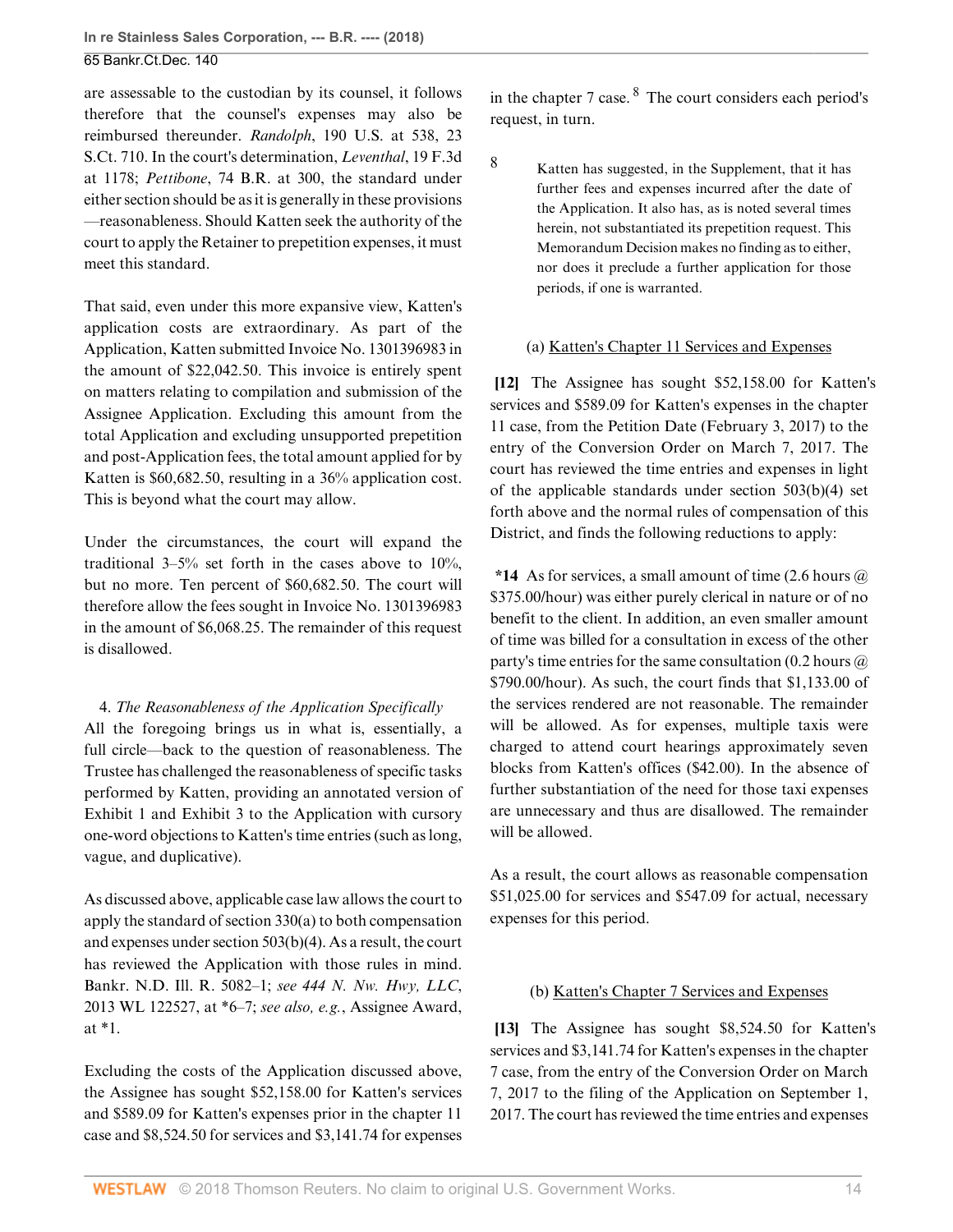are assessable to the custodian by its counsel, it follows therefore that the counsel's expenses may also be reimbursed thereunder. *Randolph*, 190 U.S. at 538, 23 S.Ct. 710. In the court's determination, *Leventhal*, 19 F.3d at 1178; *Pettibone*, 74 B.R. at 300, the standard under either section should be as it is generally in these provisions—reasonableness. Should Katten seek the authority of the court to apply the Retainer to prepetition expenses, it must meet this standard.

That said, even under this more expansive view, Katten's application costs are extraordinary. As part of the Application, Katten submitted Invoice No. 1301396983 in the amount of $22,042.50. This invoice is entirely spent on matters relating to compilation and submission of the Assignee Application. Excluding this amount from the total Application and excluding unsupported prepetition and post-Application fees, the total amount applied for by Katten is $60,682.50, resulting in a 36% application cost. This is beyond what the court may allow.

Under the circumstances, the court will expand the traditional 3–5% set forth in the cases above to 10%, but no more. Ten percent of $60,682.50. The court will therefore allow the fees sought in Invoice No. 1301396983 in the amount of $6,068.25. The remainder of this request is disallowed.

4. *The Reasonableness of the Application Specifically*

All the foregoing brings us in what is, essentially, a full circle—back to the question of reasonableness. The Trustee has challenged the reasonableness of specific tasks performed by Katten, providing an annotated version of Exhibit 1 and Exhibit 3 to the Application with cursory one-word objections to Katten's time entries (such as long, vague, and duplicative).

As discussed above, applicable case law allows the court to apply the standard of section 330(a) to both compensation and expenses under section 503(b)(4). As a result, the court has reviewed the Application with those rules in mind. Bankr. N.D. Ill. R. 5082–1; *see 444 N. Nw. Hwy, LLC*, 2013 WL 122527, at *6–7; *see also, e.g.*, Assignee Award, at *1.

Excluding the costs of the Application discussed above, the Assignee has sought $52,158.00 for Katten's services and $589.09 for Katten's expenses prior in the chapter 11 case and $8,524.50 for services and $3,141.74 for expenses in the chapter 7 case.[8] The court considers each period's request, in turn.

[8] Katten has suggested, in the Supplement, that it has further fees and expenses incurred after the date of the Application. It also has, as is noted several times herein, not substantiated its prepetition request. This Memorandum Decision makes no finding as to either, nor does it preclude a further application for those periods, if one is warranted.

(a) Katten's Chapter 11 Services and Expenses

**[12]** The Assignee has sought $52,158.00 for Katten's services and $589.09 for Katten's expenses in the chapter 11 case, from the Petition Date (February 3, 2017) to the entry of the Conversion Order on March 7, 2017. The court has reviewed the time entries and expenses in light of the applicable standards under section 503(b)(4) set forth above and the normal rules of compensation of this District, and finds the following reductions to apply:

***14** As for services, a small amount of time (2.6 hours @ $375.00/hour) was either purely clerical in nature or of no benefit to the client. In addition, an even smaller amount of time was billed for a consultation in excess of the other party's time entries for the same consultation (0.2 hours @ $790.00/hour). As such, the court finds that $1,133.00 of the services rendered are not reasonable. The remainder will be allowed. As for expenses, multiple taxis were charged to attend court hearings approximately seven blocks from Katten's offices ($42.00). In the absence of further substantiation of the need for those taxi expenses are unnecessary and thus are disallowed. The remainder will be allowed.

As a result, the court allows as reasonable compensation $51,025.00 for services and $547.09 for actual, necessary expenses for this period.

(b) Katten's Chapter 7 Services and Expenses

**[13]** The Assignee has sought $8,524.50 for Katten's services and $3,141.74 for Katten's expenses in the chapter 7 case, from the entry of the Conversion Order on March 7, 2017 to the filing of the Application on September 1, 2017. The court has reviewed the time entries and expenses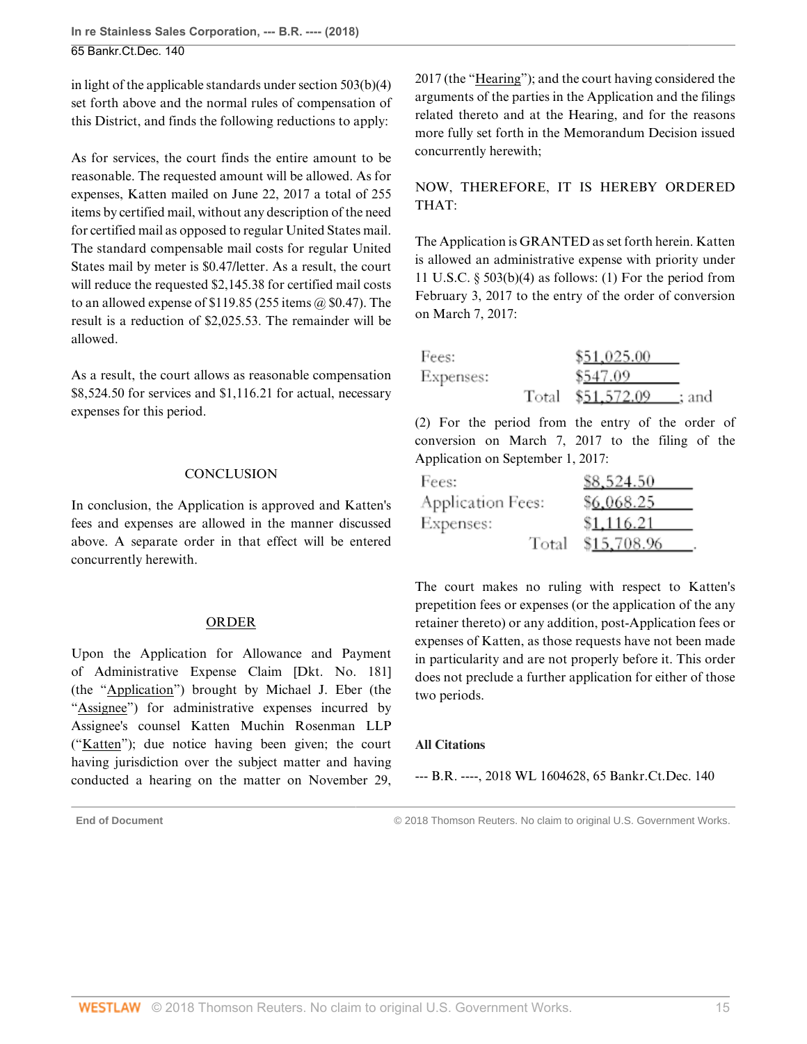in light of the applicable standards under section 503(b)(4) set forth above and the normal rules of compensation of this District, and finds the following reductions to apply:

As for services, the court finds the entire amount to be reasonable. The requested amount will be allowed. As for expenses, Katten mailed on June 22, 2017 a total of 255 items by certified mail, without any description of the need for certified mail as opposed to regular United States mail. The standard compensable mail costs for regular United States mail by meter is $0.47/letter. As a result, the court will reduce the requested $2,145.38 for certified mail costs to an allowed expense of $119.85 (255 items @ $0.47). The result is a reduction of $2,025.53. The remainder will be allowed.

As a result, the court allows as reasonable compensation $8,524.50 for services and $1,116.21 for actual, necessary expenses for this period.

## CONCLUSION

In conclusion, the Application is approved and Katten's fees and expenses are allowed in the manner discussed above. A separate order in that effect will be entered concurrently herewith.

## ORDER

Upon the Application for Allowance and Payment of Administrative Expense Claim [Dkt. No. 181] (the "Application") brought by Michael J. Eber (the "Assignee") for administrative expenses incurred by Assignee's counsel Katten Muchin Rosenman LLP ("Katten"); due notice having been given; the court having jurisdiction over the subject matter and having conducted a hearing on the matter on November 29, 2017 (the "Hearing"); and the court having considered the arguments of the parties in the Application and the filings related thereto and at the Hearing, and for the reasons more fully set forth in the Memorandum Decision issued concurrently herewith;

NOW, THEREFORE, IT IS HEREBY ORDERED THAT:

The Application is GRANTED as set forth herein. Katten is allowed an administrative expense with priority under 11 U.S.C. § 503(b)(4) as follows: (1) For the period from February 3, 2017 to the entry of the order of conversion on March 7, 2017:

| | | |
|---|---|---|
| Fees: | | $51,025.00 |
| Expenses: | | $547.09 |
| | Total | $51,572.09 ; and |

(2) For the period from the entry of the order of conversion on March 7, 2017 to the filing of the Application on September 1, 2017:

| | | |
|---|---|---|
| Fees: | | $8,524.50 |
| Application Fees: | | $6,068.25 |
| Expenses: | | $1,116.21 |
| | Total | $15,708.96 . |

The court makes no ruling with respect to Katten's prepetition fees or expenses (or the application of the any retainer thereto) or any addition, post-Application fees or expenses of Katten, as those requests have not been made in particularity and are not properly before it. This order does not preclude a further application for either of those two periods.

### All Citations

--- B.R. ----, 2018 WL 1604628, 65 Bankr.Ct.Dec. 140

**End of Document** © 2018 Thomson Reuters. No claim to original U.S. Government Works.